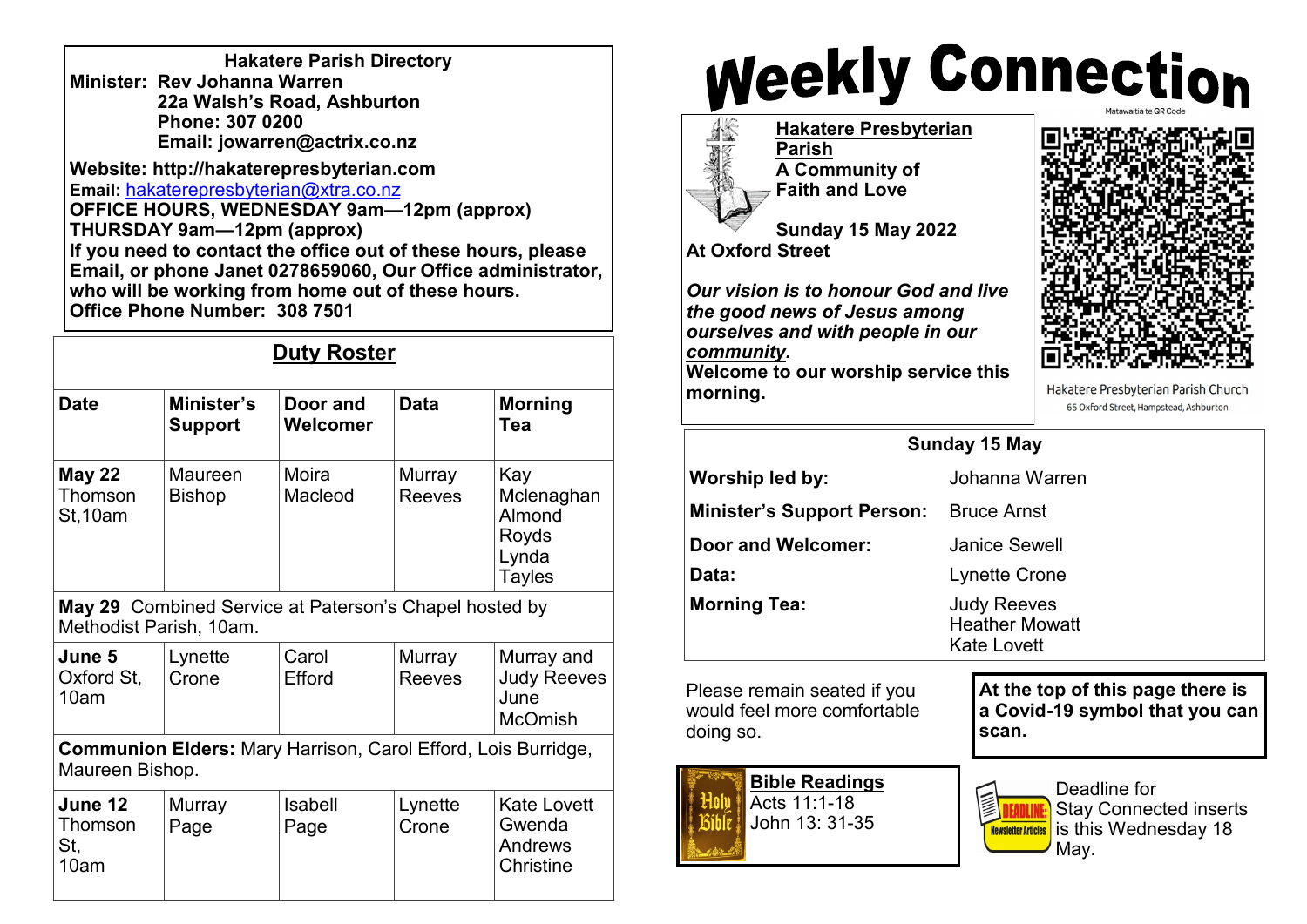**Hakatere Parish Directory**

**Minister: Rev Johanna Warren**
**22a Walsh's Road, Ashburton**
**Phone: 307 0200**
**Email: jowarren@actrix.co.nz**

**Website: http://hakaterepresbyterian.com**
**Email:** hakaterepresbyterian@xtra.co.nz
**OFFICE HOURS, WEDNESDAY 9am—12pm (approx)**
**THURSDAY 9am—12pm (approx)**
**If you need to contact the office out of these hours, please Email, or phone Janet 0278659060, Our Office administrator, who will be working from home out of these hours.**
**Office Phone Number: 308 7501**

## Duty Roster

| Date | Minister's Support | Door and Welcomer | Data | Morning Tea |
|---|---|---|---|---|
| **May 22** Thomson St,10am | Maureen Bishop | Moira Macleod | Murray Reeves | Kay Mclenaghan Almond Royds Lynda Tayles |
| **May 29** Combined Service at Paterson's Chapel hosted by Methodist Parish, 10am. | | | | |
| **June 5** Oxford St, 10am | Lynette Crone | Carol Efford | Murray Reeves | Murray and Judy Reeves June McOmish |
| **Communion Elders:** Mary Harrison, Carol Efford, Lois Burridge, Maureen Bishop. | | | | |
| **June 12** Thomson St, 10am | Murray Page | Isabell Page | Lynette Crone | Kate Lovett Gwenda Andrews Christine |

# Weekly Connection

**Hakatere Presbyterian Parish**
**A Community of Faith and Love**

**Sunday 15 May 2022**
**At Oxford Street**

***Our vision is to honour God and live the good news of Jesus among ourselves and with people in our community.***
**Welcome to our worship service this morning.**

Matawaitia te QR Code

Hakatere Presbyterian Parish Church
65 Oxford Street, Hampstead, Ashburton

**Sunday 15 May**

| | |
|---|---|
| **Worship led by:** | Johanna Warren |
| **Minister's Support Person:** | Bruce Arnst |
| **Door and Welcomer:** | Janice Sewell |
| **Data:** | Lynette Crone |
| **Morning Tea:** | Judy Reeves Heather Mowatt Kate Lovett |

Please remain seated if you would feel more comfortable doing so.

**At the top of this page there is a Covid-19 symbol that you can scan.**

**Bible Readings**
Acts 11:1-18
John 13: 31-35

Deadline for Stay Connected inserts is this Wednesday 18 May.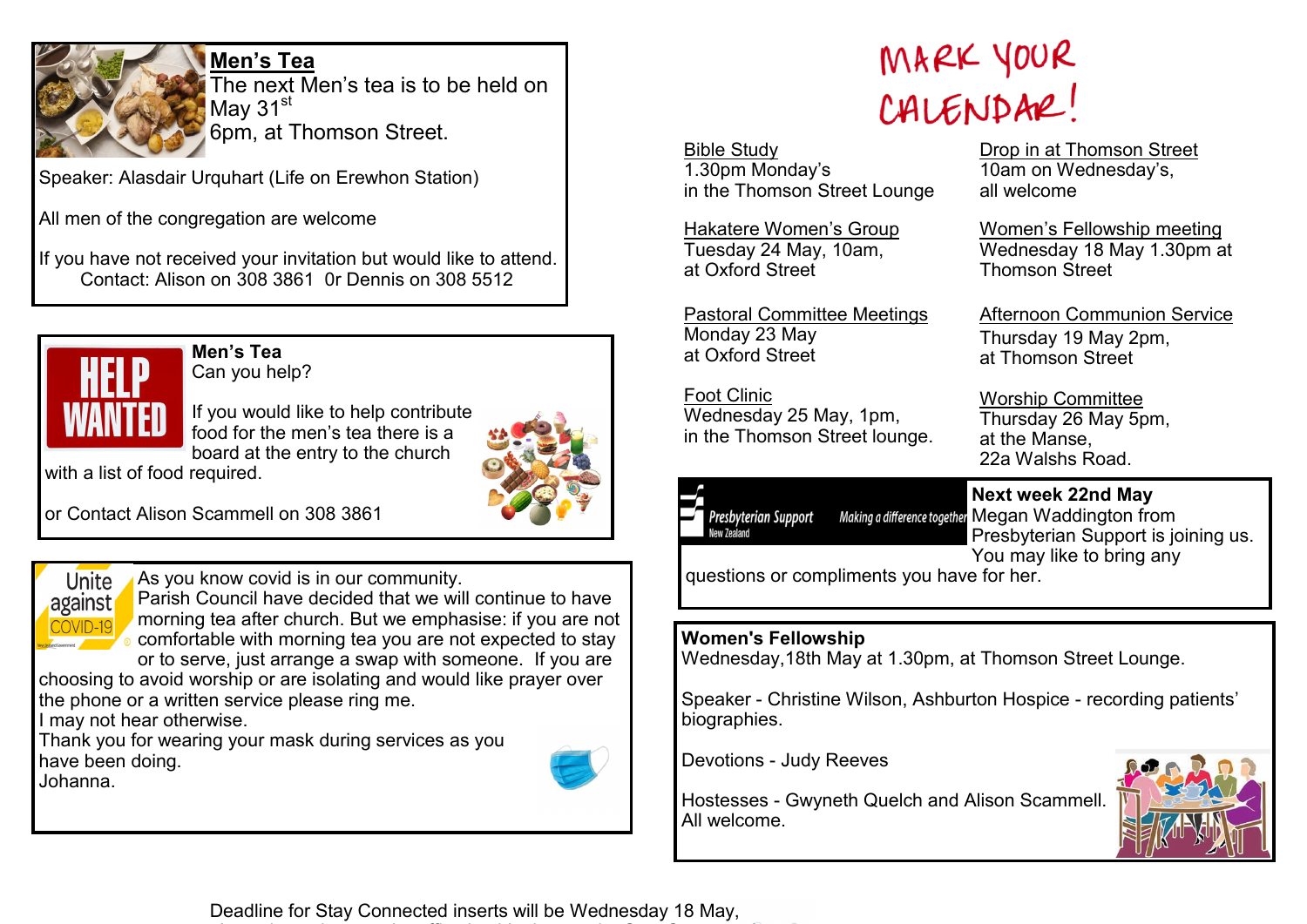## Men's Tea

The next Men's tea is to be held on May 31st

6pm, at Thomson Street.

Speaker: Alasdair Urquhart (Life on Erewhon Station)

All men of the congregation are welcome

If you have not received your invitation but would like to attend.
Contact: Alison on 308 3861 0r Dennis on 308 5512

**Men's Tea**

Can you help?

If you would like to help contribute food for the men's tea there is a board at the entry to the church with a list of food required.

or Contact Alison Scammell on 308 3861

As you know covid is in our community.
Parish Council have decided that we will continue to have morning tea after church. But we emphasise: if you are not comfortable with morning tea you are not expected to stay or to serve, just arrange a swap with someone. If you are choosing to avoid worship or are isolating and would like prayer over the phone or a written service please ring me.
I may not hear otherwise.
Thank you for wearing your mask during services as you have been doing.
Johanna.

## MARK YOUR CALENDAR!

Bible Study
1.30pm Monday's
in the Thomson Street Lounge

Drop in at Thomson Street
10am on Wednesday's,
all welcome

Hakatere Women's Group
Tuesday 24 May, 10am,
at Oxford Street

Women's Fellowship meeting
Wednesday 18 May 1.30pm at
Thomson Street

Pastoral Committee Meetings
Monday 23 May
at Oxford Street

Afternoon Communion Service
Thursday 19 May 2pm,
at Thomson Street

Foot Clinic
Wednesday 25 May, 1pm,
in the Thomson Street lounge.

Worship Committee
Thursday 26 May 5pm,
at the Manse,
22a Walshs Road.

Presbyterian Support New Zealand — Making a difference together

**Next week 22nd May**

Megan Waddington from Presbyterian Support is joining us. You may like to bring any questions or compliments you have for her.

**Women's Fellowship**

Wednesday,18th May at 1.30pm, at Thomson Street Lounge.

Speaker - Christine Wilson, Ashburton Hospice - recording patients' biographies.

Devotions - Judy Reeves

Hostesses - Gwyneth Quelch and Alison Scammell.
All welcome.

Deadline for Stay Connected inserts will be Wednesday 18 May,